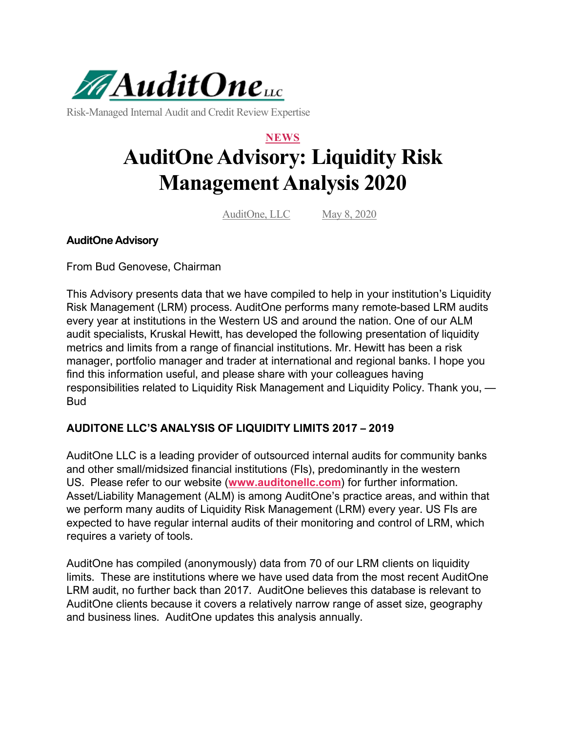AuditOne LLC

Risk-Managed Internal Audit and Credit Review Expertise

NEWS

# AuditOne Advisory: Liquidity Risk Management Analysis 2020

AuditOne, LLC May 8, 2020

**AuditOne Advisory**

From Bud Genovese, Chairman

This Advisory presents data that we have compiled to help in your institution's Liquidity Risk Management (LRM) process. AuditOne performs many remote-based LRM audits every year at institutions in the Western US and around the nation. One of our ALM audit specialists, Kruskal Hewitt, has developed the following presentation of liquidity metrics and limits from a range of financial institutions. Mr. Hewitt has been a risk manager, portfolio manager and trader at international and regional banks. I hope you find this information useful, and please share with your colleagues having responsibilities related to Liquidity Risk Management and Liquidity Policy. Thank you, —Bud

**AUDITONE LLC'S ANALYSIS OF LIQUIDITY LIMITS 2017 – 2019**

AuditOne LLC is a leading provider of outsourced internal audits for community banks and other small/midsized financial institutions (FIs), predominantly in the western US. Please refer to our website (**www.auditonellc.com**) for further information. Asset/Liability Management (ALM) is among AuditOne's practice areas, and within that we perform many audits of Liquidity Risk Management (LRM) every year. US FIs are expected to have regular internal audits of their monitoring and control of LRM, which requires a variety of tools.

AuditOne has compiled (anonymously) data from 70 of our LRM clients on liquidity limits. These are institutions where we have used data from the most recent AuditOne LRM audit, no further back than 2017. AuditOne believes this database is relevant to AuditOne clients because it covers a relatively narrow range of asset size, geography and business lines. AuditOne updates this analysis annually.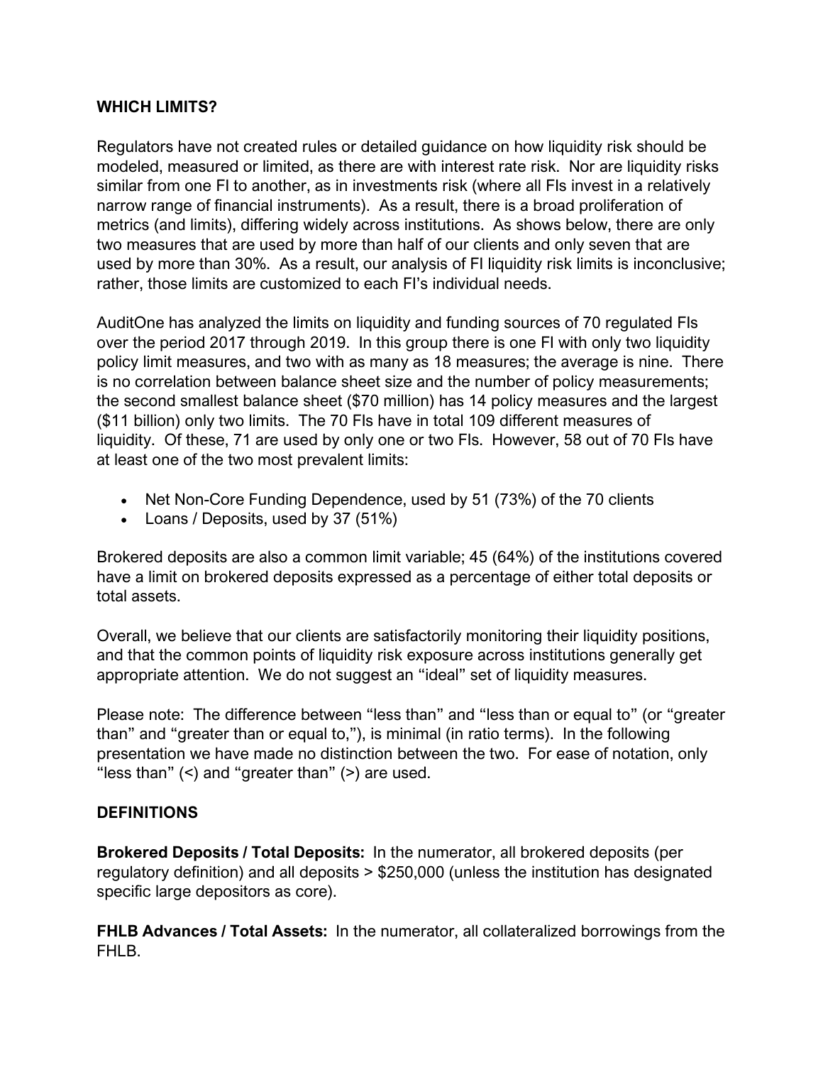**WHICH LIMITS?**

Regulators have not created rules or detailed guidance on how liquidity risk should be modeled, measured or limited, as there are with interest rate risk. Nor are liquidity risks similar from one FI to another, as in investments risk (where all FIs invest in a relatively narrow range of financial instruments). As a result, there is a broad proliferation of metrics (and limits), differing widely across institutions. As shows below, there are only two measures that are used by more than half of our clients and only seven that are used by more than 30%. As a result, our analysis of FI liquidity risk limits is inconclusive; rather, those limits are customized to each FI's individual needs.

AuditOne has analyzed the limits on liquidity and funding sources of 70 regulated FIs over the period 2017 through 2019. In this group there is one FI with only two liquidity policy limit measures, and two with as many as 18 measures; the average is nine. There is no correlation between balance sheet size and the number of policy measurements; the second smallest balance sheet ($70 million) has 14 policy measures and the largest ($11 billion) only two limits. The 70 FIs have in total 109 different measures of liquidity. Of these, 71 are used by only one or two FIs. However, 58 out of 70 FIs have at least one of the two most prevalent limits:

- Net Non-Core Funding Dependence, used by 51 (73%) of the 70 clients
- Loans / Deposits, used by 37 (51%)

Brokered deposits are also a common limit variable; 45 (64%) of the institutions covered have a limit on brokered deposits expressed as a percentage of either total deposits or total assets.

Overall, we believe that our clients are satisfactorily monitoring their liquidity positions, and that the common points of liquidity risk exposure across institutions generally get appropriate attention. We do not suggest an "ideal" set of liquidity measures.

Please note: The difference between "less than" and "less than or equal to" (or "greater than" and "greater than or equal to,"), is minimal (in ratio terms). In the following presentation we have made no distinction between the two. For ease of notation, only "less than" (<) and "greater than" (>) are used.

**DEFINITIONS**

**Brokered Deposits / Total Deposits:** In the numerator, all brokered deposits (per regulatory definition) and all deposits > $250,000 (unless the institution has designated specific large depositors as core).

**FHLB Advances / Total Assets:** In the numerator, all collateralized borrowings from the FHLB.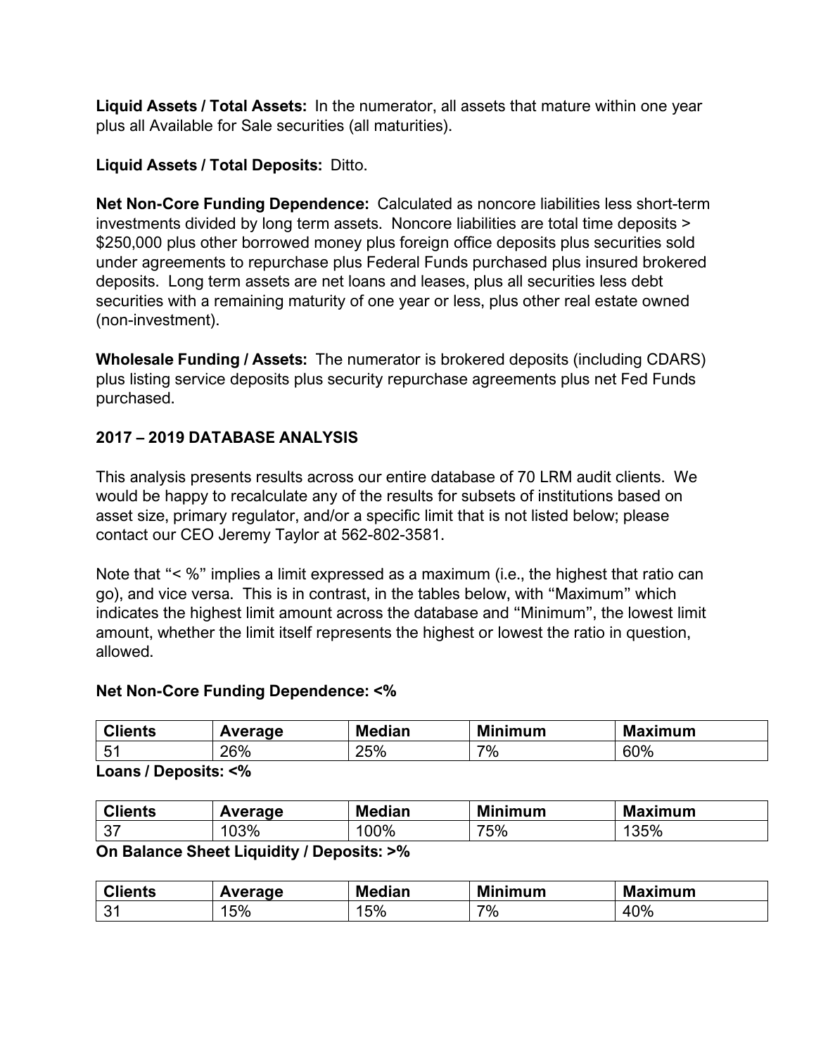**Liquid Assets / Total Assets:** In the numerator, all assets that mature within one year plus all Available for Sale securities (all maturities).

**Liquid Assets / Total Deposits:** Ditto.

**Net Non-Core Funding Dependence:** Calculated as noncore liabilities less short-term investments divided by long term assets. Noncore liabilities are total time deposits > $250,000 plus other borrowed money plus foreign office deposits plus securities sold under agreements to repurchase plus Federal Funds purchased plus insured brokered deposits. Long term assets are net loans and leases, plus all securities less debt securities with a remaining maturity of one year or less, plus other real estate owned (non-investment).

**Wholesale Funding / Assets:** The numerator is brokered deposits (including CDARS) plus listing service deposits plus security repurchase agreements plus net Fed Funds purchased.

## 2017 – 2019 DATABASE ANALYSIS

This analysis presents results across our entire database of 70 LRM audit clients. We would be happy to recalculate any of the results for subsets of institutions based on asset size, primary regulator, and/or a specific limit that is not listed below; please contact our CEO Jeremy Taylor at 562-802-3581.

Note that "< %" implies a limit expressed as a maximum (i.e., the highest that ratio can go), and vice versa. This is in contrast, in the tables below, with "Maximum" which indicates the highest limit amount across the database and "Minimum", the lowest limit amount, whether the limit itself represents the highest or lowest the ratio in question, allowed.

**Net Non-Core Funding Dependence: <%**

| Clients | Average | Median | Minimum | Maximum |
|---|---|---|---|---|
| 51 | 26% | 25% | 7% | 60% |

**Loans / Deposits: <%**

| Clients | Average | Median | Minimum | Maximum |
|---|---|---|---|---|
| 37 | 103% | 100% | 75% | 135% |

**On Balance Sheet Liquidity / Deposits: >%**

| Clients | Average | Median | Minimum | Maximum |
|---|---|---|---|---|
| 31 | 15% | 15% | 7% | 40% |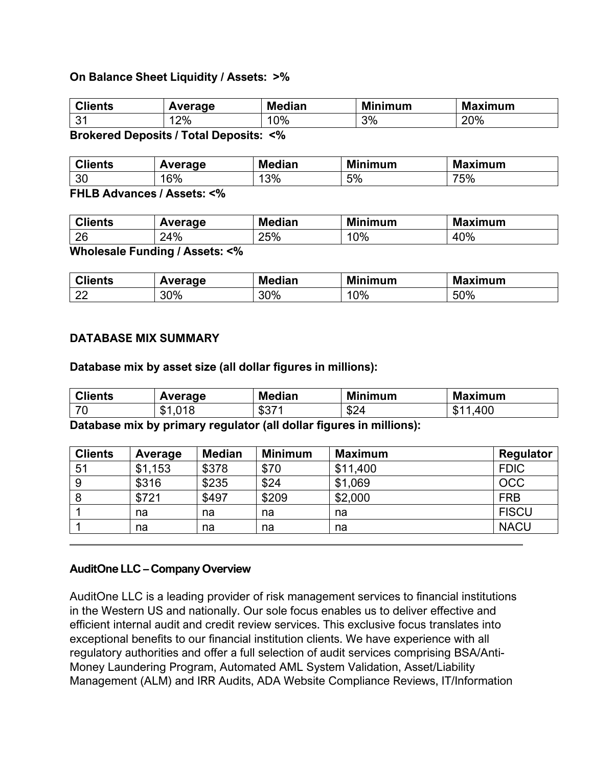**On Balance Sheet Liquidity / Assets: >%**

| Clients | Average | Median | Minimum | Maximum |
|---|---|---|---|---|
| 31 | 12% | 10% | 3% | 20% |

**Brokered Deposits / Total Deposits: <%**

| Clients | Average | Median | Minimum | Maximum |
|---|---|---|---|---|
| 30 | 16% | 13% | 5% | 75% |

**FHLB Advances / Assets: <%**

| Clients | Average | Median | Minimum | Maximum |
|---|---|---|---|---|
| 26 | 24% | 25% | 10% | 40% |

**Wholesale Funding / Assets: <%**

| Clients | Average | Median | Minimum | Maximum |
|---|---|---|---|---|
| 22 | 30% | 30% | 10% | 50% |

**DATABASE MIX SUMMARY**

**Database mix by asset size (all dollar figures in millions):**

| Clients | Average | Median | Minimum | Maximum |
|---|---|---|---|---|
| 70 | $1,018 | $371 | $24 | $11,400 |

**Database mix by primary regulator (all dollar figures in millions):**

| Clients | Average | Median | Minimum | Maximum | Regulator |
|---|---|---|---|---|---|
| 51 | $1,153 | $378 | $70 | $11,400 | FDIC |
| 9 | $316 | $235 | $24 | $1,069 | OCC |
| 8 | $721 | $497 | $209 | $2,000 | FRB |
| 1 | na | na | na | na | FISCU |
| 1 | na | na | na | na | NACU |

---

**AuditOne LLC – Company Overview**

AuditOne LLC is a leading provider of risk management services to financial institutions in the Western US and nationally. Our sole focus enables us to deliver effective and efficient internal audit and credit review services. This exclusive focus translates into exceptional benefits to our financial institution clients. We have experience with all regulatory authorities and offer a full selection of audit services comprising BSA/Anti-Money Laundering Program, Automated AML System Validation, Asset/Liability Management (ALM) and IRR Audits, ADA Website Compliance Reviews, IT/Information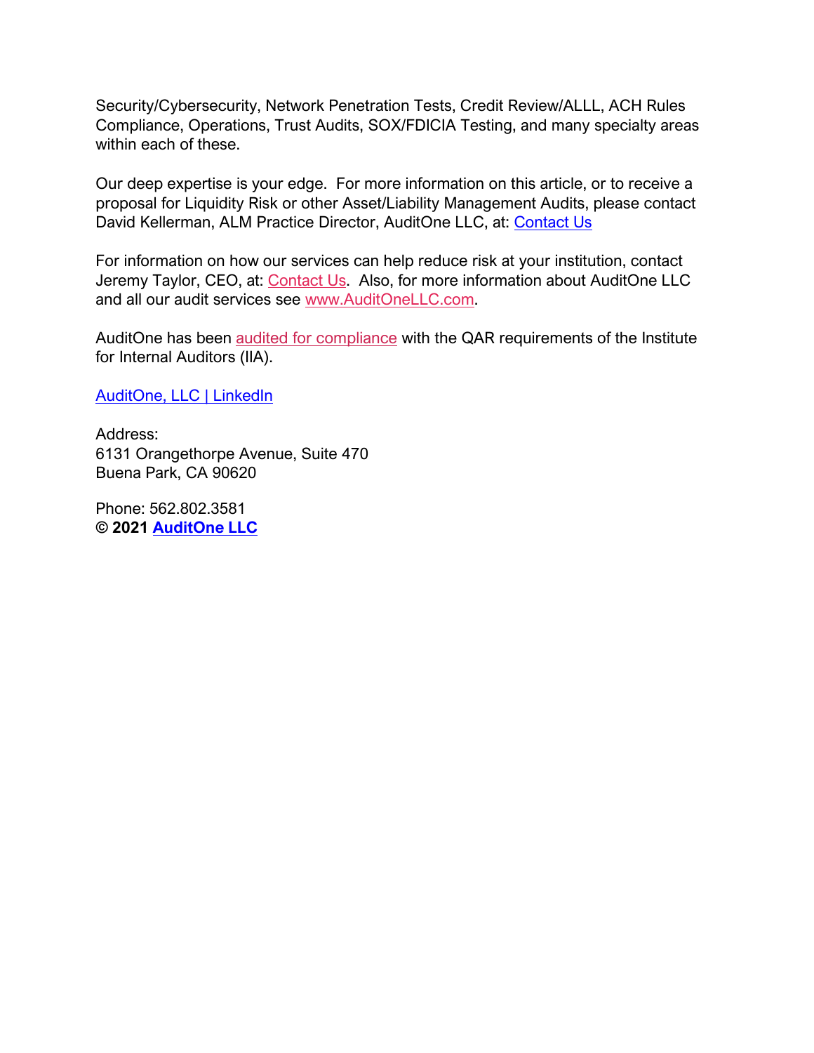Security/Cybersecurity, Network Penetration Tests, Credit Review/ALLL, ACH Rules Compliance, Operations, Trust Audits, SOX/FDICIA Testing, and many specialty areas within each of these.

Our deep expertise is your edge. For more information on this article, or to receive a proposal for Liquidity Risk or other Asset/Liability Management Audits, please contact David Kellerman, ALM Practice Director, AuditOne LLC, at: Contact Us

For information on how our services can help reduce risk at your institution, contact Jeremy Taylor, CEO, at: Contact Us. Also, for more information about AuditOne LLC and all our audit services see www.AuditOneLLC.com.

AuditOne has been audited for compliance with the QAR requirements of the Institute for Internal Auditors (IIA).

AuditOne, LLC | LinkedIn

Address:  
6131 Orangethorpe Avenue, Suite 470  
Buena Park, CA 90620

Phone: 562.802.3581  
**© 2021 AuditOne LLC**